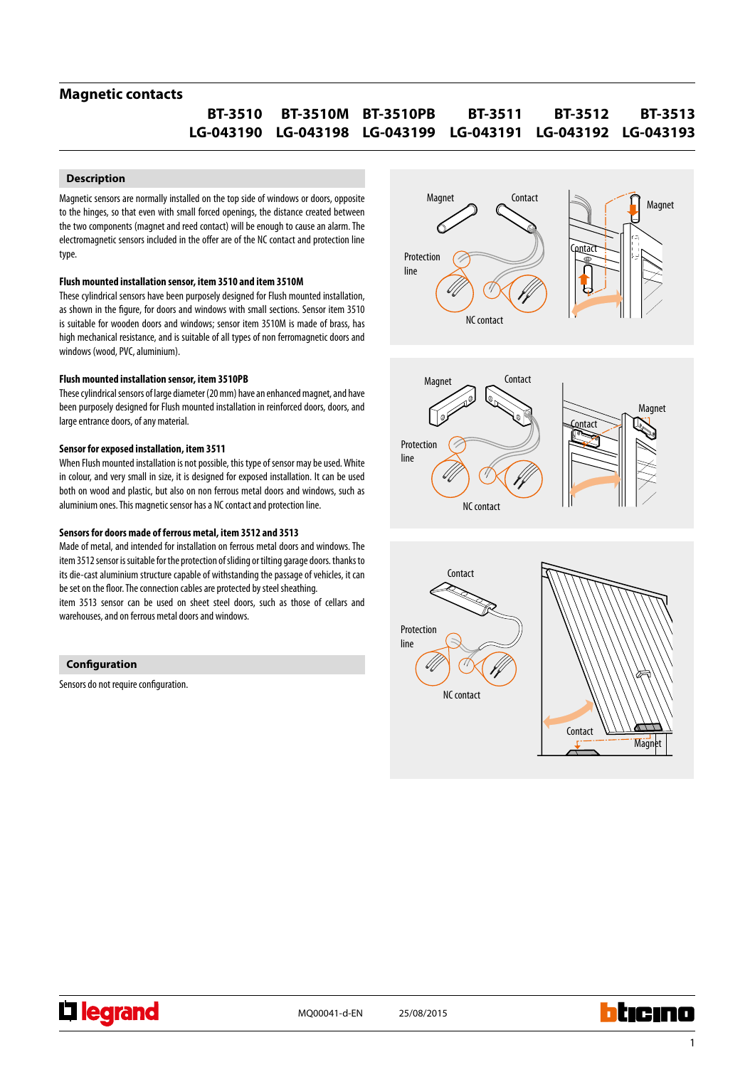# Magnetic contacts

| BT-3510 | BT-3510M | BT-3510PB | BT-3511 | BT-3512 | BT-3513 |
|---|---|---|---|---|---|
| LG-043190 | LG-043198 | LG-043199 | LG-043191 | LG-043192 | LG-043193 |

## Description

Magnetic sensors are normally installed on the top side of windows or doors, opposite to the hinges, so that even with small forced openings, the distance created between the two components (magnet and reed contact) will be enough to cause an alarm. The electromagnetic sensors included in the offer are of the NC contact and protection line type.

### Flush mounted installation sensor, item 3510 and item 3510M

These cylindrical sensors have been purposely designed for Flush mounted installation, as shown in the figure, for doors and windows with small sections. Sensor item 3510 is suitable for wooden doors and windows; sensor item 3510M is made of brass, has high mechanical resistance, and is suitable of all types of non ferromagnetic doors and windows (wood, PVC, aluminium).

### Flush mounted installation sensor, item 3510PB

These cylindrical sensors of large diameter (20 mm) have an enhanced magnet, and have been purposely designed for Flush mounted installation in reinforced doors, doors, and large entrance doors, of any material.

### Sensor for exposed installation, item 3511

When Flush mounted installation is not possible, this type of sensor may be used. White in colour, and very small in size, it is designed for exposed installation. It can be used both on wood and plastic, but also on non ferrous metal doors and windows, such as aluminium ones. This magnetic sensor has a NC contact and protection line.

### Sensors for doors made of ferrous metal, item 3512 and 3513

Made of metal, and intended for installation on ferrous metal doors and windows. The item 3512 sensor is suitable for the protection of sliding or tilting garage doors. thanks to its die-cast aluminium structure capable of withstanding the passage of vehicles, it can be set on the floor. The connection cables are protected by steel sheathing.

item 3513 sensor can be used on sheet steel doors, such as those of cellars and warehouses, and on ferrous metal doors and windows.

## Configuration

Sensors do not require configuration.

MQ00041-d-EN 25/08/2015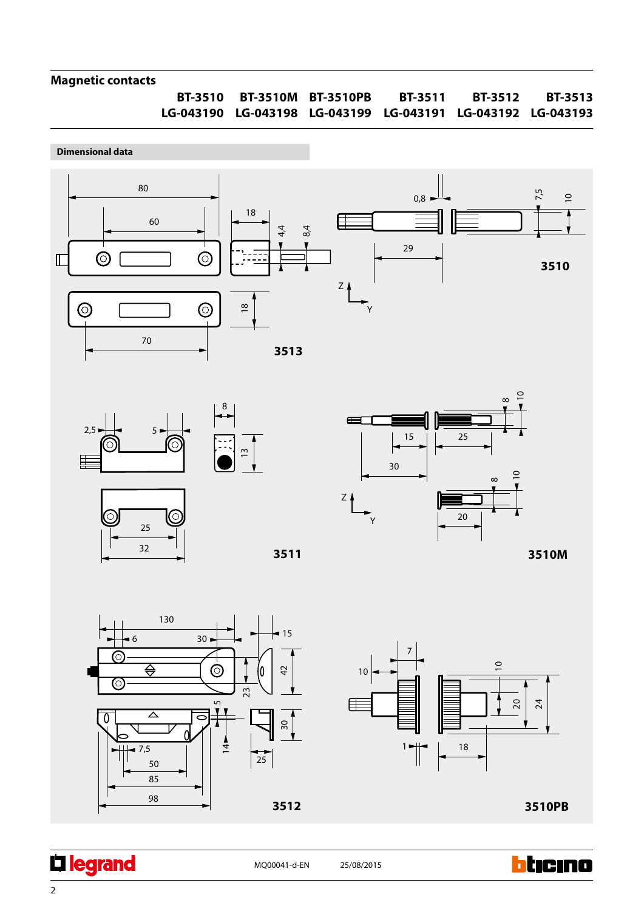## Magnetic contacts

| BT-3510 | BT-3510M | BT-3510PB | BT-3511 | BT-3512 | BT-3513 |
|---|---|---|---|---|---|
| LG-043190 | LG-043198 | LG-043199 | LG-043191 | LG-043192 | LG-043193 |

### Dimensional data

80
60
18
4,4
8,4
0,8
7,5
10
29
Z
Y
3510
18
70
3513

8
2,5
5
13
25
32
3511

8
10
15
25
30
8
10
Z
Y
20
3510M

130
15
6
30
42
23
5
30
14
7,5
25
50
85
98
3512

7
10
10
20
24
1
18
3510PB

MQ00041-d-EN 25/08/2015